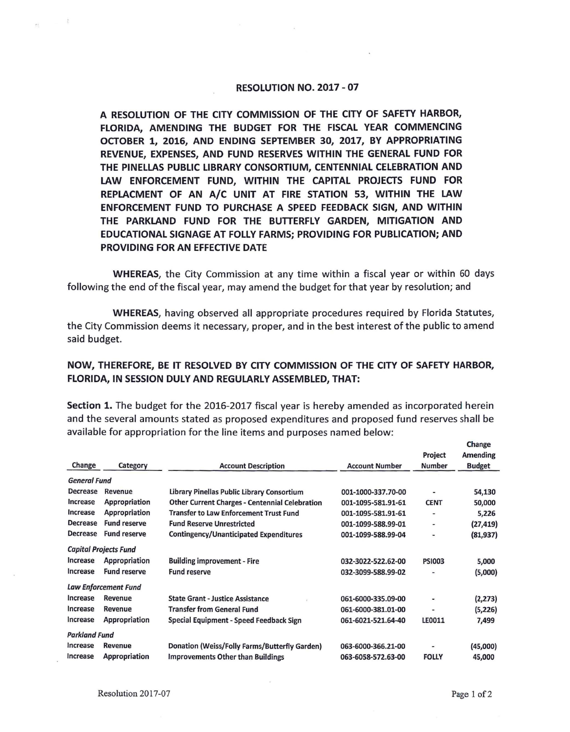# RESOLUTION NO. 2017 - 07

**A RESOLUTION OF THE CITY COMMISSION OF THE CITY OF SAFETY HARBOR, FLORIDA, AMENDING THE BUDGET FOR THE FISCAL YEAR COMMENCING OCTOBER 1, 2016, AND ENDING SEPTEMBER 30, 2017, BY APPROPRIATING REVENUE, EXPENSES, AND FUND RESERVES WITHIN THE GENERAL FUND FOR THE PINELLAS PUBLIC LIBRARY CONSORTIUM, CENTENNIAL CELEBRATION AND LAW ENFORCEMENT FUND, WITHIN THE CAPITAL PROJECTS FUND FOR REPLACMENT OF AN A/C UNIT AT FIRE STATION 53, WITHIN THE LAW ENFORCEMENT FUND TO PURCHASE A SPEED FEEDBACK SIGN, AND WITHIN THE PARKLAND FUND FOR THE BUTTERFLY GARDEN, MITIGATION AND EDUCATIONAL SIGNAGE AT FOLLY FARMS; PROVIDING FOR PUBLICATION; AND PROVIDING FOR AN EFFECTIVE DATE**

**WHEREAS**, the City Commission at any time within a fiscal year or within 60 days following the end of the fiscal year, may amend the budget for that year by resolution; and

**WHEREAS**, having observed all appropriate procedures required by Florida Statutes, the City Commission deems it necessary, proper, and in the best interest of the public to amend said budget.

**NOW, THEREFORE, BE IT RESOLVED BY CITY COMMISSION OF THE CITY OF SAFETY HARBOR, FLORIDA, IN SESSION DULY AND REGULARLY ASSEMBLED, THAT:**

**Section 1.** The budget for the 2016-2017 fiscal year is hereby amended as incorporated herein and the several amounts stated as proposed expenditures and proposed fund reserves shall be available for appropriation for the line items and purposes named below:

| Change | Category | Account Description | Account Number | Project Number | Change Amending Budget |
|---|---|---|---|---|---|
| ***General Fund*** | | | | | |
| Decrease | Revenue | Library Pinellas Public Library Consortium | 001-1000-337.70-00 | - | 54,130 |
| Increase | Appropriation | Other Current Charges - Centennial Celebration | 001-1095-581.91-61 | CENT | 50,000 |
| Increase | Appropriation | Transfer to Law Enforcement Trust Fund | 001-1095-581.91-61 | - | 5,226 |
| Decrease | Fund reserve | Fund Reserve Unrestricted | 001-1099-588.99-01 | - | (27,419) |
| Decrease | Fund reserve | Contingency/Unanticipated Expenditures | 001-1099-588.99-04 | - | (81,937) |
| ***Capital Projects Fund*** | | | | | |
| Increase | Appropriation | Building improvement - Fire | 032-3022-522.62-00 | PSI003 | 5,000 |
| Increase | Fund reserve | Fund reserve | 032-3099-588.99-02 | - | (5,000) |
| ***Law Enforcement Fund*** | | | | | |
| Increase | Revenue | State Grant - Justice Assistance | 061-6000-335.09-00 | - | (2,273) |
| Increase | Revenue | Transfer from General Fund | 061-6000-381.01-00 | - | (5,226) |
| Increase | Appropriation | Special Equipment - Speed Feedback Sign | 061-6021-521.64-40 | LE0011 | 7,499 |
| ***Parkland Fund*** | | | | | |
| Increase | Revenue | Donation (Weiss/Folly Farms/Butterfly Garden) | 063-6000-366.21-00 | - | (45,000) |
| Increase | Appropriation | Improvements Other than Buildings | 063-6058-572.63-00 | FOLLY | 45,000 |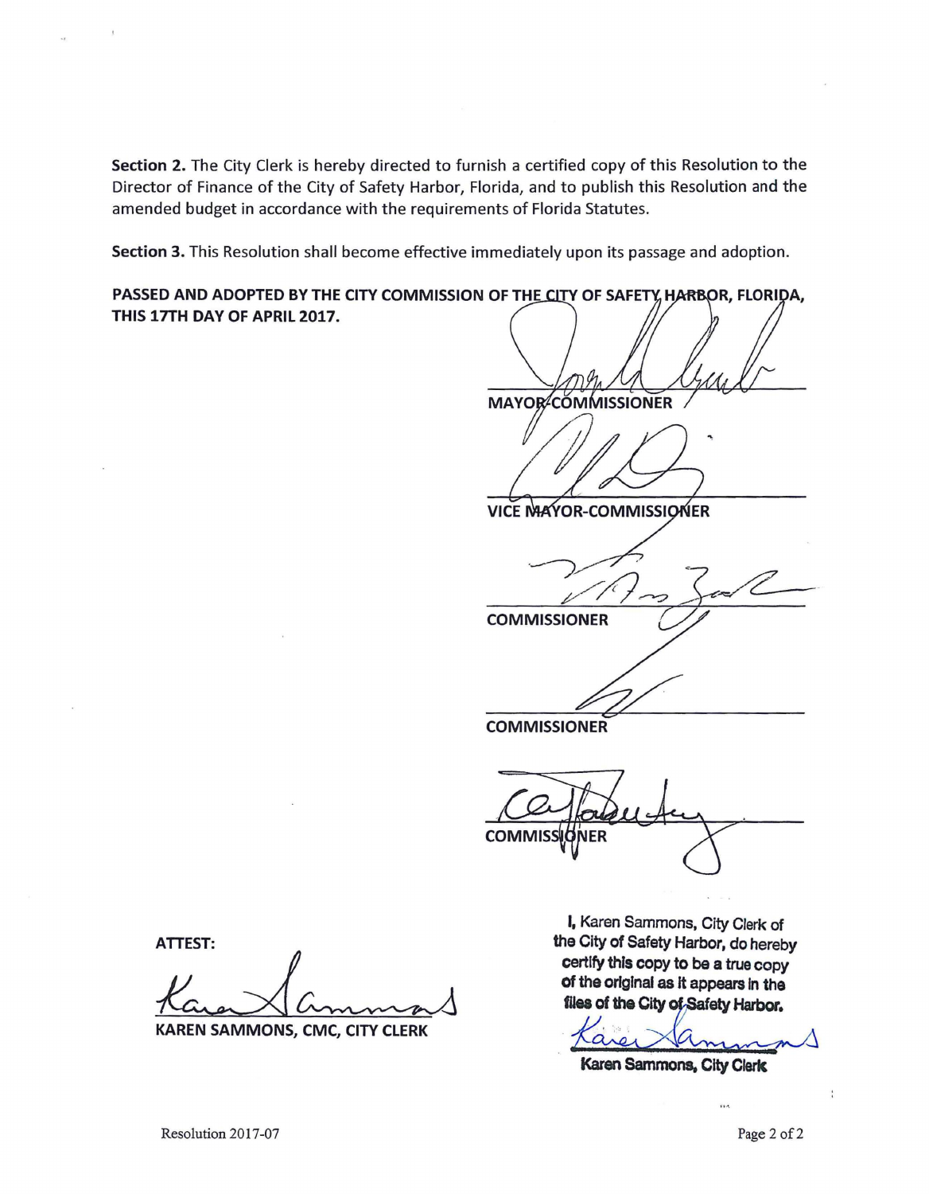**Section 2.** The City Clerk is hereby directed to furnish a certified copy of this Resolution to the Director of Finance of the City of Safety Harbor, Florida, and to publish this Resolution and the amended budget in accordance with the requirements of Florida Statutes.

**Section 3.** This Resolution shall become effective immediately upon its passage and adoption.

**PASSED AND ADOPTED BY THE CITY COMMISSION OF THE CITY OF SAFETY HARBOR, FLORIDA, THIS 17TH DAY OF APRIL 2017.**

**MAYOR-COMMISSIONER**

**VICE MAYOR-COMMISSIONER**

**COMMISSIONER**

**COMMISSIONER**

**COMMISSIONER**

**ATTEST:**

**KAREN SAMMONS, CMC, CITY CLERK**

**I, Karen Sammons, City Clerk of the City of Safety Harbor, do hereby certify this copy to be a true copy of the original as it appears in the files of the City of Safety Harbor.**

**Karen Sammons, City Clerk**

Resolution 2017-07